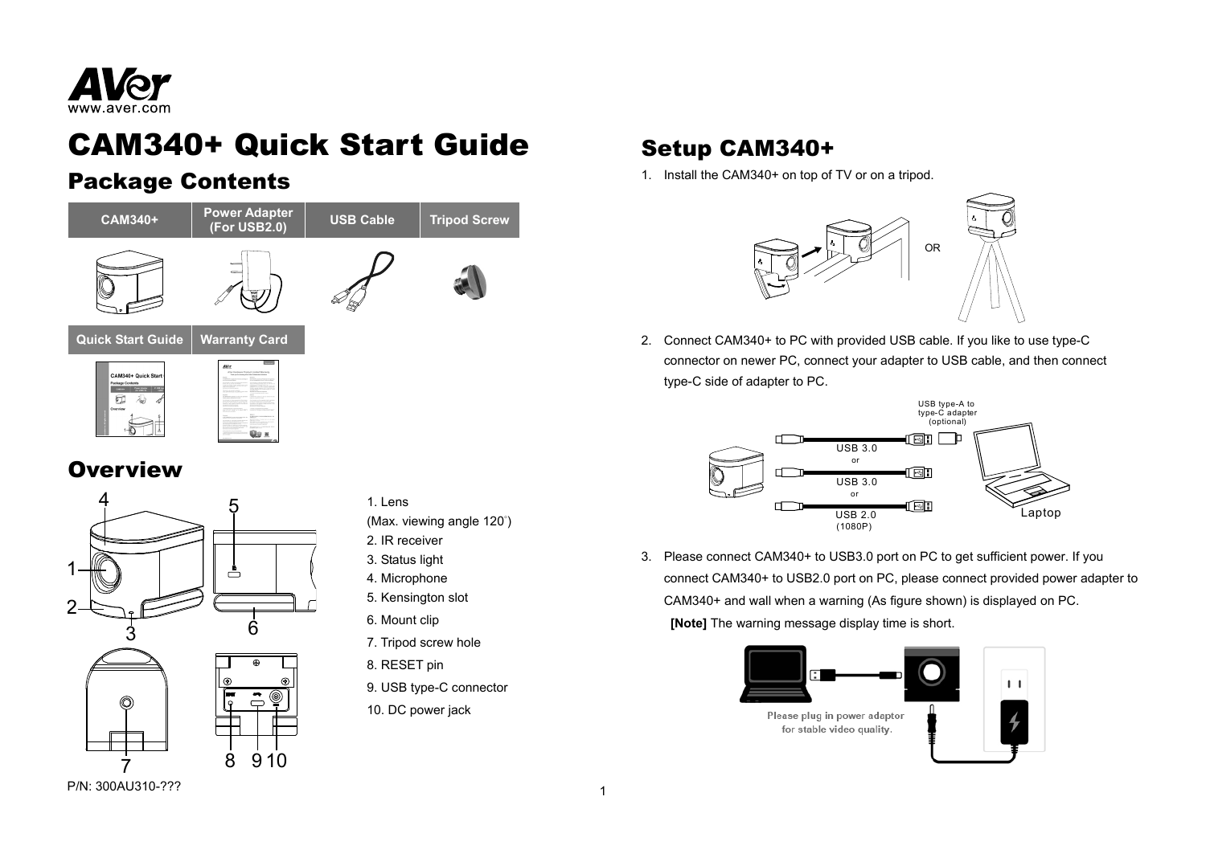www.aver.com

# CAM340+ Quick Start Guide

## Package Contents

| CAM340+ | Power Adapter (For USB2.0) | USB Cable | Tripod Screw |
|---|---|---|---|

| Quick Start Guide | Warranty Card |
|---|---|

## Overview

1. Lens
(Max. viewing angle 120˚)
2. IR receiver
3. Status light
4. Microphone
5. Kensington slot
6. Mount clip
7. Tripod screw hole
8. RESET pin
9. USB type-C connector
10. DC power jack

P/N: 300AU310-???

## Setup CAM340+

1. Install the CAM340+ on top of TV or on a tripod.

OR

2. Connect CAM340+ to PC with provided USB cable. If you like to use type-C connector on newer PC, connect your adapter to USB cable, and then connect type-C side of adapter to PC.

USB type-A to type-C adapter (optional)

USB 3.0
or
USB 3.0
or
USB 2.0 (1080P)

Laptop

3. Please connect CAM340+ to USB3.0 port on PC to get sufficient power. If you connect CAM340+ to USB2.0 port on PC, please connect provided power adapter to CAM340+ and wall when a warning (As figure shown) is displayed on PC.

   **[Note]** The warning message display time is short.

Please plug in power adaptor for stable video quality.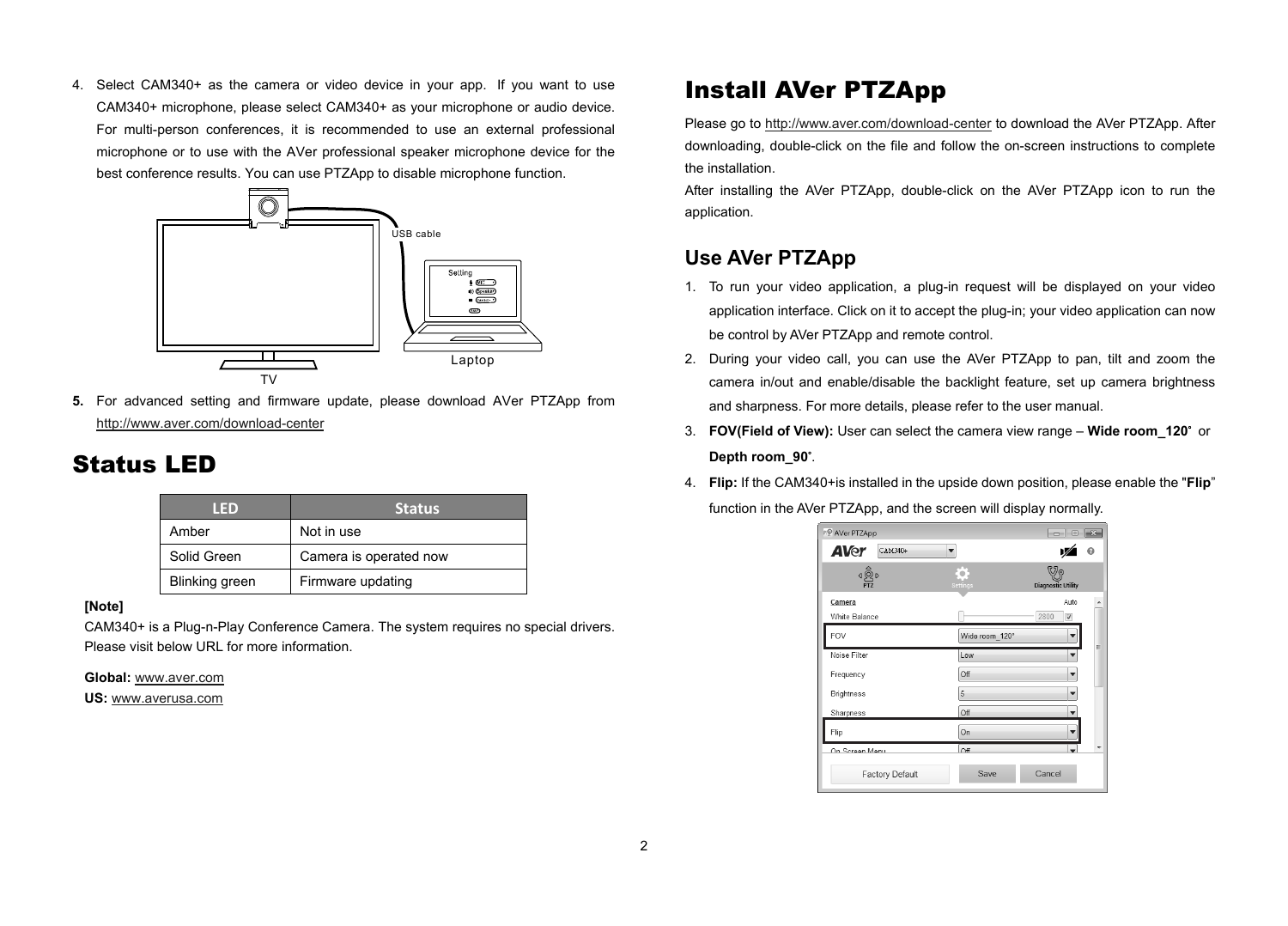4. Select CAM340+ as the camera or video device in your app. If you want to use CAM340+ microphone, please select CAM340+ as your microphone or audio device. For multi-person conferences, it is recommended to use an external professional microphone or to use with the AVer professional speaker microphone device for the best conference results. You can use PTZApp to disable microphone function.

5. For advanced setting and firmware update, please download AVer PTZApp from http://www.aver.com/download-center

# Status LED

| LED | Status |
| --- | --- |
| Amber | Not in use |
| Solid Green | Camera is operated now |
| Blinking green | Firmware updating |

**[Note]**

CAM340+ is a Plug-n-Play Conference Camera. The system requires no special drivers. Please visit below URL for more information.

**Global:** www.aver.com

**US:** www.averusa.com

# Install AVer PTZApp

Please go to http://www.aver.com/download-center to download the AVer PTZApp. After downloading, double-click on the file and follow the on-screen instructions to complete the installation.

After installing the AVer PTZApp, double-click on the AVer PTZApp icon to run the application.

## Use AVer PTZApp

1. To run your video application, a plug-in request will be displayed on your video application interface. Click on it to accept the plug-in; your video application can now be control by AVer PTZApp and remote control.
2. During your video call, you can use the AVer PTZApp to pan, tilt and zoom the camera in/out and enable/disable the backlight feature, set up camera brightness and sharpness. For more details, please refer to the user manual.
3. **FOV(Field of View):** User can select the camera view range – **Wide room_120˚** or **Depth room_90˚**.
4. **Flip:** If the CAM340+is installed in the upside down position, please enable the "**Flip**" function in the AVer PTZApp, and the screen will display normally.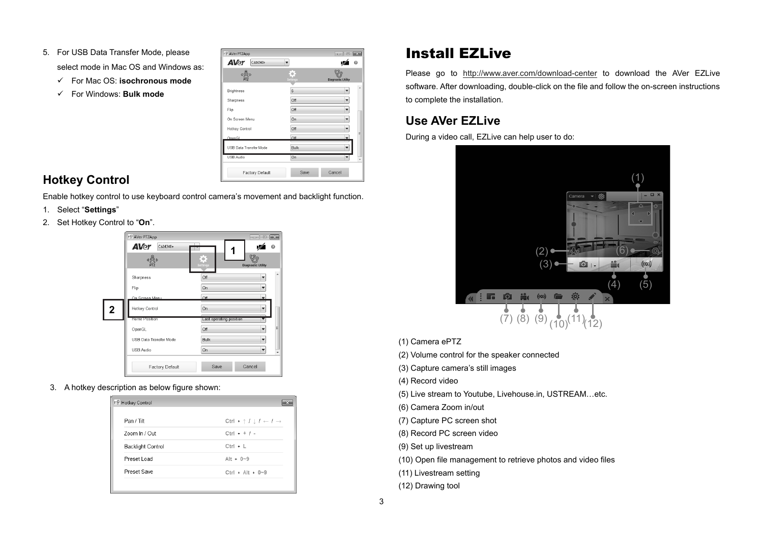5. For USB Data Transfer Mode, please select mode in Mac OS and Windows as:
   - ✓ For Mac OS: **isochronous mode**
   - ✓ For Windows: **Bulk mode**

## Hotkey Control

Enable hotkey control to use keyboard control camera's movement and backlight function.

1. Select "**Settings**"
2. Set Hotkey Control to "**On**".
3. A hotkey description as below figure shown:

| Hotkey Control | |
|---|---|
| Pan / Tilt | Ctrl + ↑ / ↓ / ← / → |
| Zoom In / Out | Ctrl + + / - |
| Backlight Control | Ctrl + L |
| Preset Load | Alt + 0~9 |
| Preset Save | Ctrl + Alt + 0~9 |

# Install EZLive

Please go to http://www.aver.com/download-center to download the AVer EZLive software. After downloading, double-click on the file and follow the on-screen instructions to complete the installation.

## Use AVer EZLive

During a video call, EZLive can help user to do:

(1) Camera ePTZ
(2) Volume control for the speaker connected
(3) Capture camera's still images
(4) Record video
(5) Live stream to Youtube, Livehouse.in, USTREAM…etc.
(6) Camera Zoom in/out
(7) Capture PC screen shot
(8) Record PC screen video
(9) Set up livestream
(10) Open file management to retrieve photos and video files
(11) Livestream setting
(12) Drawing tool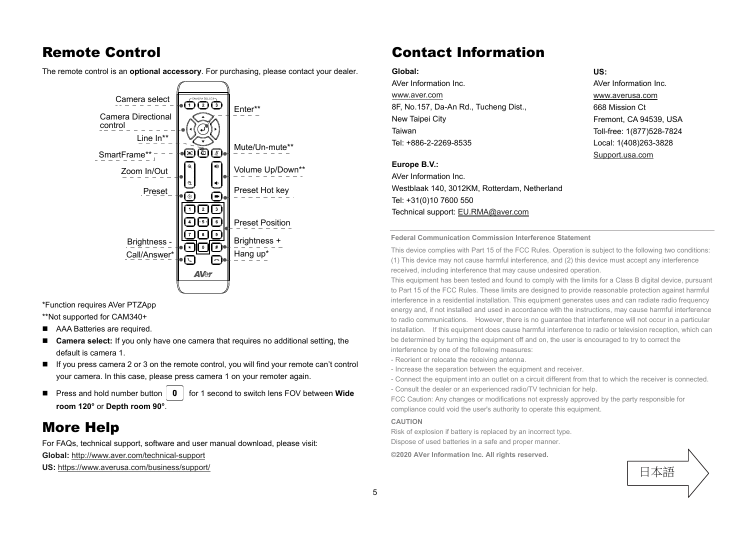## Remote Control

The remote control is an **optional accessory**. For purchasing, please contact your dealer.

Camera select
Camera Directional control
Line In**
SmartFrame**
Zoom In/Out
Preset
Brightness -
Call/Answer*
Enter**
Mute/Un-mute**
Volume Up/Down**
Preset Hot key
Preset Position
Brightness +
Hang up*

*Function requires AVer PTZApp

**Not supported for CAM340+

- AAA Batteries are required.
- **Camera select:** If you only have one camera that requires no additional setting, the default is camera 1.
- If you press camera 2 or 3 on the remote control, you will find your remote can't control your camera. In this case, please press camera 1 on your remoter again.
- Press and hold number button **0** for 1 second to switch lens FOV between **Wide room 120°** or **Depth room 90°**.

## More Help

For FAQs, technical support, software and user manual download, please visit:

**Global:** http://www.aver.com/technical-support

**US:** https://www.averusa.com/business/support/

## Contact Information

**Global:**
AVer Information Inc.
www.aver.com
8F, No.157, Da-An Rd., Tucheng Dist.,
New Taipei City
Taiwan
Tel: +886-2-2269-8535

**Europe B.V.:**
AVer Information Inc.
Westblaak 140, 3012KM, Rotterdam, Netherland
Tel: +31(0)10 7600 550
Technical support: EU.RMA@aver.com

**US:**
AVer Information Inc.
www.averusa.com
668 Mission Ct
Fremont, CA 94539, USA
Toll-free: 1(877)528-7824
Local: 1(408)263-3828
Support.usa.com

**Federal Communication Commission Interference Statement**

This device complies with Part 15 of the FCC Rules. Operation is subject to the following two conditions: (1) This device may not cause harmful interference, and (2) this device must accept any interference received, including interference that may cause undesired operation.

This equipment has been tested and found to comply with the limits for a Class B digital device, pursuant to Part 15 of the FCC Rules. These limits are designed to provide reasonable protection against harmful interference in a residential installation. This equipment generates uses and can radiate radio frequency energy and, if not installed and used in accordance with the instructions, may cause harmful interference to radio communications. However, there is no guarantee that interference will not occur in a particular installation. If this equipment does cause harmful interference to radio or television reception, which can be determined by turning the equipment off and on, the user is encouraged to try to correct the interference by one of the following measures:

- Reorient or relocate the receiving antenna.
- Increase the separation between the equipment and receiver.
- Connect the equipment into an outlet on a circuit different from that to which the receiver is connected.
- Consult the dealer or an experienced radio/TV technician for help.

FCC Caution: Any changes or modifications not expressly approved by the party responsible for compliance could void the user's authority to operate this equipment.

**CAUTION**

Risk of explosion if battery is replaced by an incorrect type.
Dispose of used batteries in a safe and proper manner.

**©2020 AVer Information Inc. All rights reserved.**

日本語